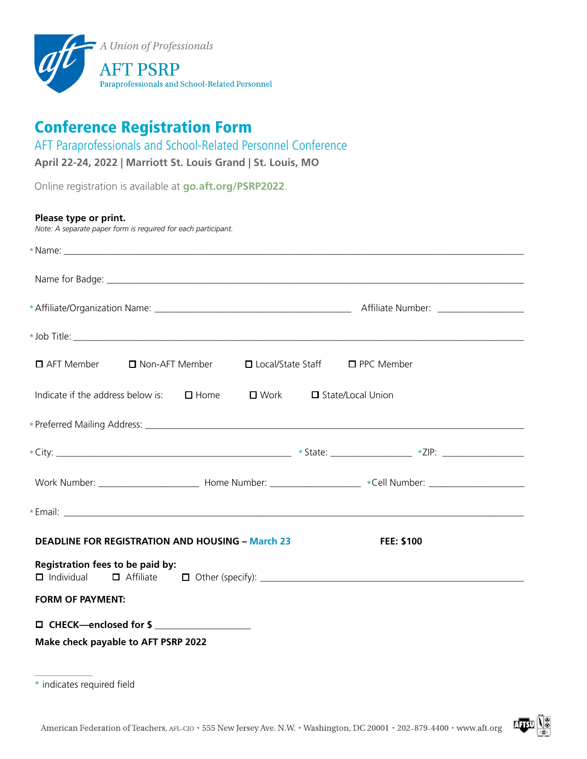A Union of Professionals

AFT PSRP

Paraprofessionals and School-Related Personnel

# Conference Registration Form

## AFT Paraprofessionals and School-Related Personnel Conference

**April 22-24, 2022 | Marriott St. Louis Grand | St. Louis, MO**

Online registration is available at **go.aft.org/PSRP2022**.

**Please type or print.**
*Note: A separate paper form is required for each participant.*

*Name: ______________________________________________

Name for Badge: ______________________________________________

*Affiliate/Organization Name: ______________________ Affiliate Number: __________

*Job Title: ______________________________________________

☐ AFT Member ☐ Non-AFT Member ☐ Local/State Staff ☐ PPC Member

Indicate if the address below is: ☐ Home ☐ Work ☐ State/Local Union

*Preferred Mailing Address: ______________________________________________

*City: ______________________ *State: __________ *ZIP: __________

Work Number: __________ Home Number: __________ *Cell Number: __________

*Email: ______________________________________________

**DEADLINE FOR REGISTRATION AND HOUSING – March 23** **FEE: $100**

**Registration fees to be paid by:**
☐ Individual ☐ Affiliate ☐ Other (specify): ______________________

**FORM OF PAYMENT:**

☐ **CHECK—enclosed for $** __________

**Make check payable to AFT PSRP 2022**

* indicates required field

American Federation of Teachers, AFL-CIO • 555 New Jersey Ave. N.W. • Washington, DC 20001 • 202-879-4400 • www.aft.org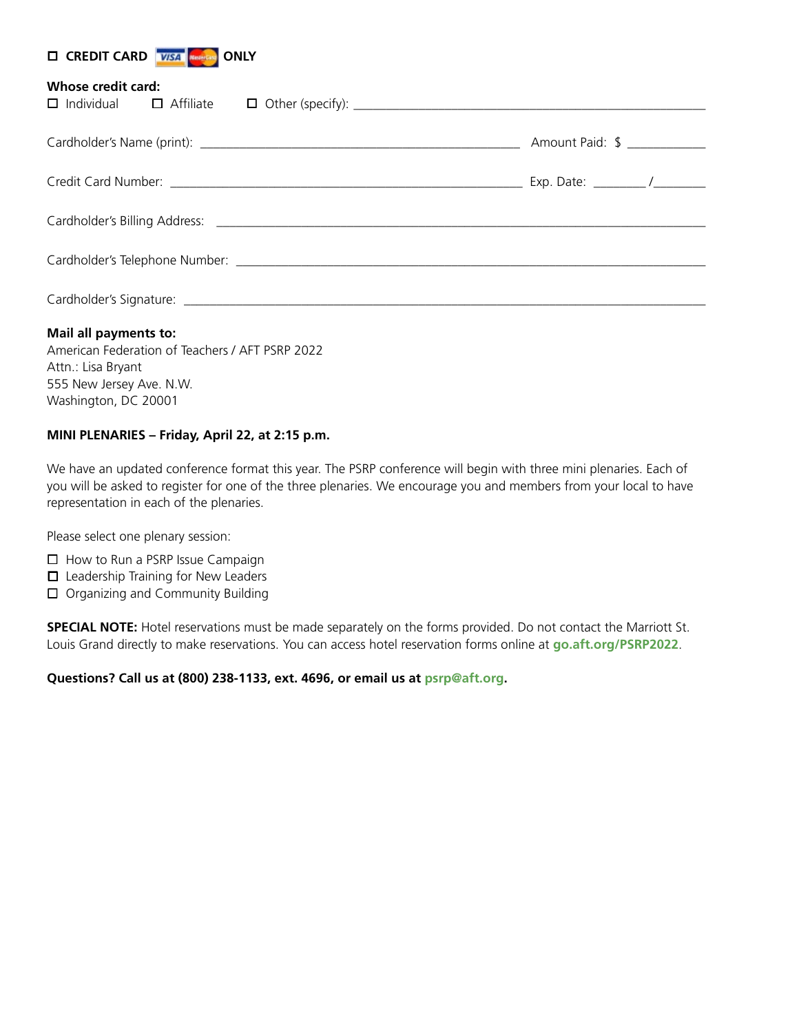☐ **CREDIT CARD** VISA MasterCard **ONLY**

**Whose credit card:**

☐ Individual ☐ Affiliate ☐ Other (specify): ___________________________________________

Cardholder's Name (print): _______________________________________ Amount Paid: $ __________

Credit Card Number: ___________________________________________ Exp. Date: _______ /_______

Cardholder's Billing Address: ___________________________________________________________

Cardholder's Telephone Number: _________________________________________________________

Cardholder's Signature: _______________________________________________________________

**Mail all payments to:**
American Federation of Teachers / AFT PSRP 2022
Attn.: Lisa Bryant
555 New Jersey Ave. N.W.
Washington, DC 20001

**MINI PLENARIES – Friday, April 22, at 2:15 p.m.**

We have an updated conference format this year. The PSRP conference will begin with three mini plenaries. Each of you will be asked to register for one of the three plenaries. We encourage you and members from your local to have representation in each of the plenaries.

Please select one plenary session:

☐ How to Run a PSRP Issue Campaign
☐ Leadership Training for New Leaders
☐ Organizing and Community Building

**SPECIAL NOTE:** Hotel reservations must be made separately on the forms provided. Do not contact the Marriott St. Louis Grand directly to make reservations. You can access hotel reservation forms online at **go.aft.org/PSRP2022**.

**Questions? Call us at (800) 238-1133, ext. 4696, or email us at psrp@aft.org.**